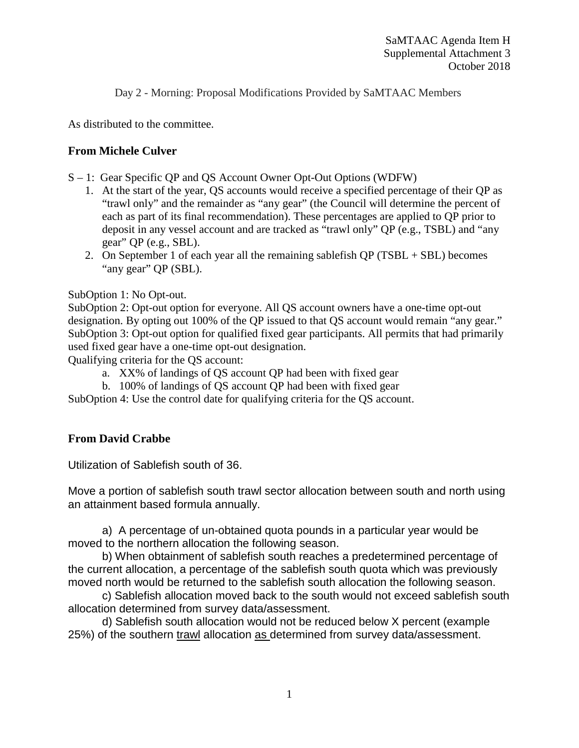SaMTAAC Agenda Item H
Supplemental Attachment 3
October 2018

Day 2 - Morning: Proposal Modifications Provided by SaMTAAC Members

As distributed to the committee.

**From Michele Culver**

S – 1: Gear Specific QP and QS Account Owner Opt-Out Options (WDFW)

1. At the start of the year, QS accounts would receive a specified percentage of their QP as "trawl only" and the remainder as "any gear" (the Council will determine the percent of each as part of its final recommendation). These percentages are applied to QP prior to deposit in any vessel account and are tracked as "trawl only" QP (e.g., TSBL) and "any gear" QP (e.g., SBL).
2. On September 1 of each year all the remaining sablefish QP (TSBL + SBL) becomes "any gear" QP (SBL).

SubOption 1: No Opt-out.
SubOption 2: Opt-out option for everyone. All QS account owners have a one-time opt-out designation. By opting out 100% of the QP issued to that QS account would remain "any gear."
SubOption 3: Opt-out option for qualified fixed gear participants. All permits that had primarily used fixed gear have a one-time opt-out designation.
Qualifying criteria for the QS account:

a. XX% of landings of QS account QP had been with fixed gear
b. 100% of landings of QS account QP had been with fixed gear

SubOption 4: Use the control date for qualifying criteria for the QS account.

**From David Crabbe**

Utilization of Sablefish south of 36.

Move a portion of sablefish south trawl sector allocation between south and north using an attainment based formula annually.

a) A percentage of un-obtained quota pounds in a particular year would be moved to the northern allocation the following season.

b) When obtainment of sablefish south reaches a predetermined percentage of the current allocation, a percentage of the sablefish south quota which was previously moved north would be returned to the sablefish south allocation the following season.

c) Sablefish allocation moved back to the south would not exceed sablefish south allocation determined from survey data/assessment.

d) Sablefish south allocation would not be reduced below X percent (example 25%) of the southern trawl allocation as determined from survey data/assessment.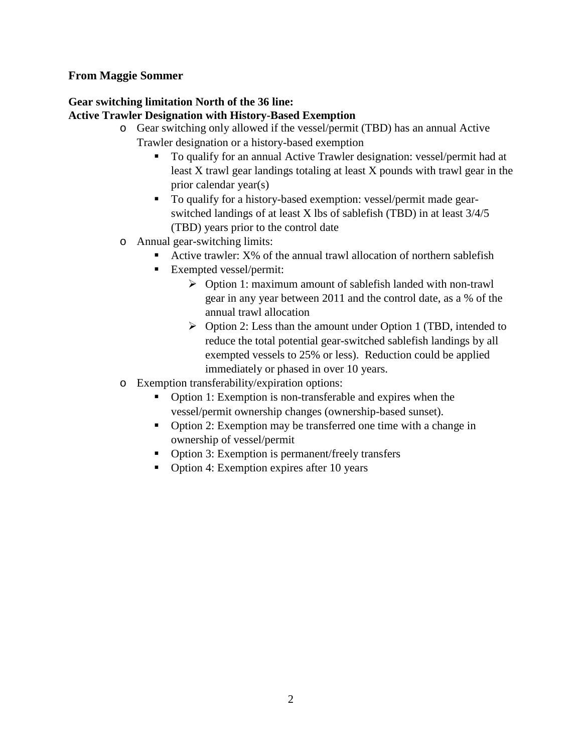**From Maggie Sommer**

**Gear switching limitation North of the 36 line:**
**Active Trawler Designation with History-Based Exemption**

- Gear switching only allowed if the vessel/permit (TBD) has an annual Active Trawler designation or a history-based exemption
  - To qualify for an annual Active Trawler designation: vessel/permit had at least X trawl gear landings totaling at least X pounds with trawl gear in the prior calendar year(s)
  - To qualify for a history-based exemption: vessel/permit made gear-switched landings of at least X lbs of sablefish (TBD) in at least 3/4/5 (TBD) years prior to the control date
- Annual gear-switching limits:
  - Active trawler: X% of the annual trawl allocation of northern sablefish
  - Exempted vessel/permit:
    - Option 1: maximum amount of sablefish landed with non-trawl gear in any year between 2011 and the control date, as a % of the annual trawl allocation
    - Option 2: Less than the amount under Option 1 (TBD, intended to reduce the total potential gear-switched sablefish landings by all exempted vessels to 25% or less). Reduction could be applied immediately or phased in over 10 years.
- Exemption transferability/expiration options:
  - Option 1: Exemption is non-transferable and expires when the vessel/permit ownership changes (ownership-based sunset).
  - Option 2: Exemption may be transferred one time with a change in ownership of vessel/permit
  - Option 3: Exemption is permanent/freely transfers
  - Option 4: Exemption expires after 10 years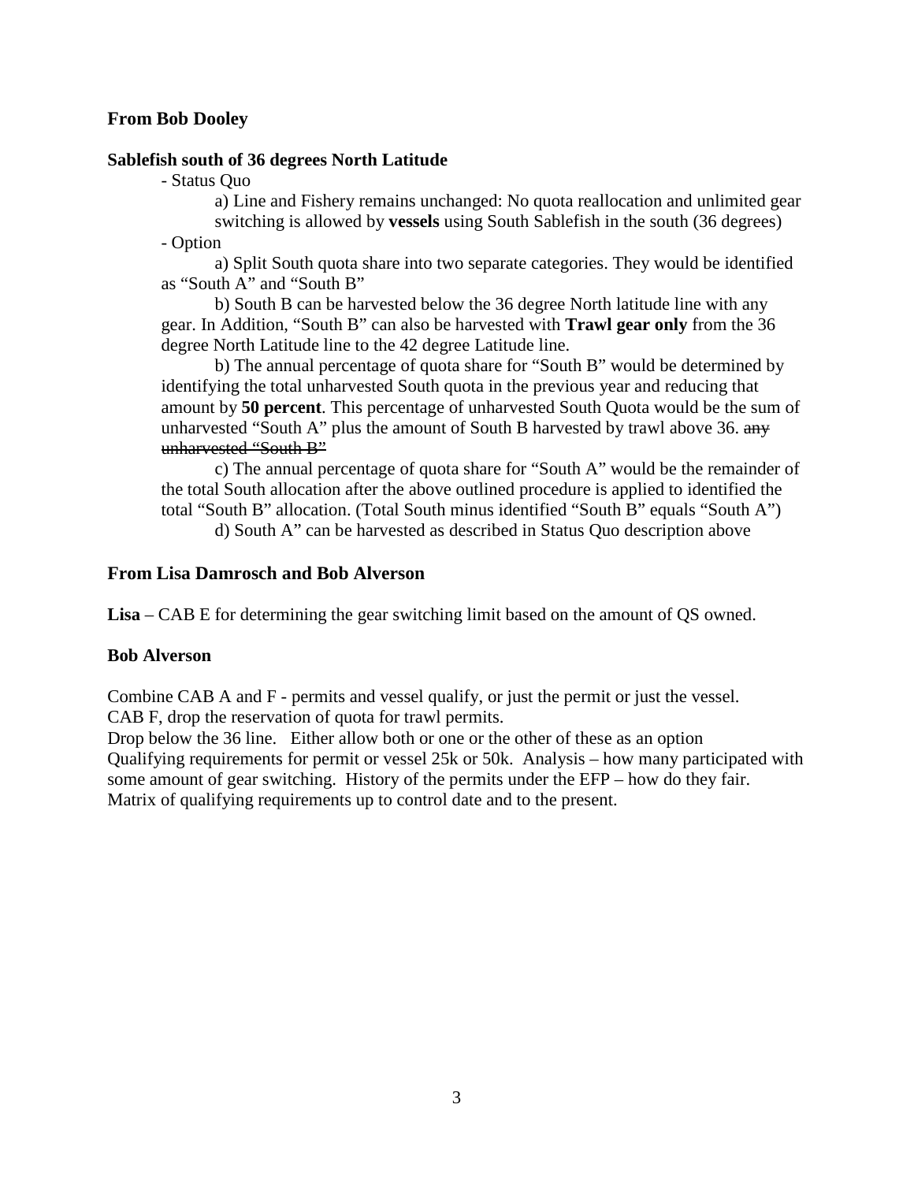**From Bob Dooley**

**Sablefish south of 36 degrees North Latitude**

- Status Quo

  a) Line and Fishery remains unchanged: No quota reallocation and unlimited gear switching is allowed by **vessels** using South Sablefish in the south (36 degrees)

- Option

  a) Split South quota share into two separate categories. They would be identified as "South A" and "South B"

  b) South B can be harvested below the 36 degree North latitude line with any gear. In Addition, "South B" can also be harvested with **Trawl gear only** from the 36 degree North Latitude line to the 42 degree Latitude line.

  b) The annual percentage of quota share for "South B" would be determined by identifying the total unharvested South quota in the previous year and reducing that amount by **50 percent**. This percentage of unharvested South Quota would be the sum of unharvested "South A" plus the amount of South B harvested by trawl above 36. ~~any unharvested "South B"~~

  c) The annual percentage of quota share for "South A" would be the remainder of the total South allocation after the above outlined procedure is applied to identified the total "South B" allocation. (Total South minus identified "South B" equals "South A")

  d) South A" can be harvested as described in Status Quo description above

**From Lisa Damrosch and Bob Alverson**

**Lisa** – CAB E for determining the gear switching limit based on the amount of QS owned.

**Bob Alverson**

Combine CAB A and F - permits and vessel qualify, or just the permit or just the vessel.
CAB F, drop the reservation of quota for trawl permits.
Drop below the 36 line. Either allow both or one or the other of these as an option
Qualifying requirements for permit or vessel 25k or 50k. Analysis – how many participated with some amount of gear switching. History of the permits under the EFP – how do they fair.
Matrix of qualifying requirements up to control date and to the present.